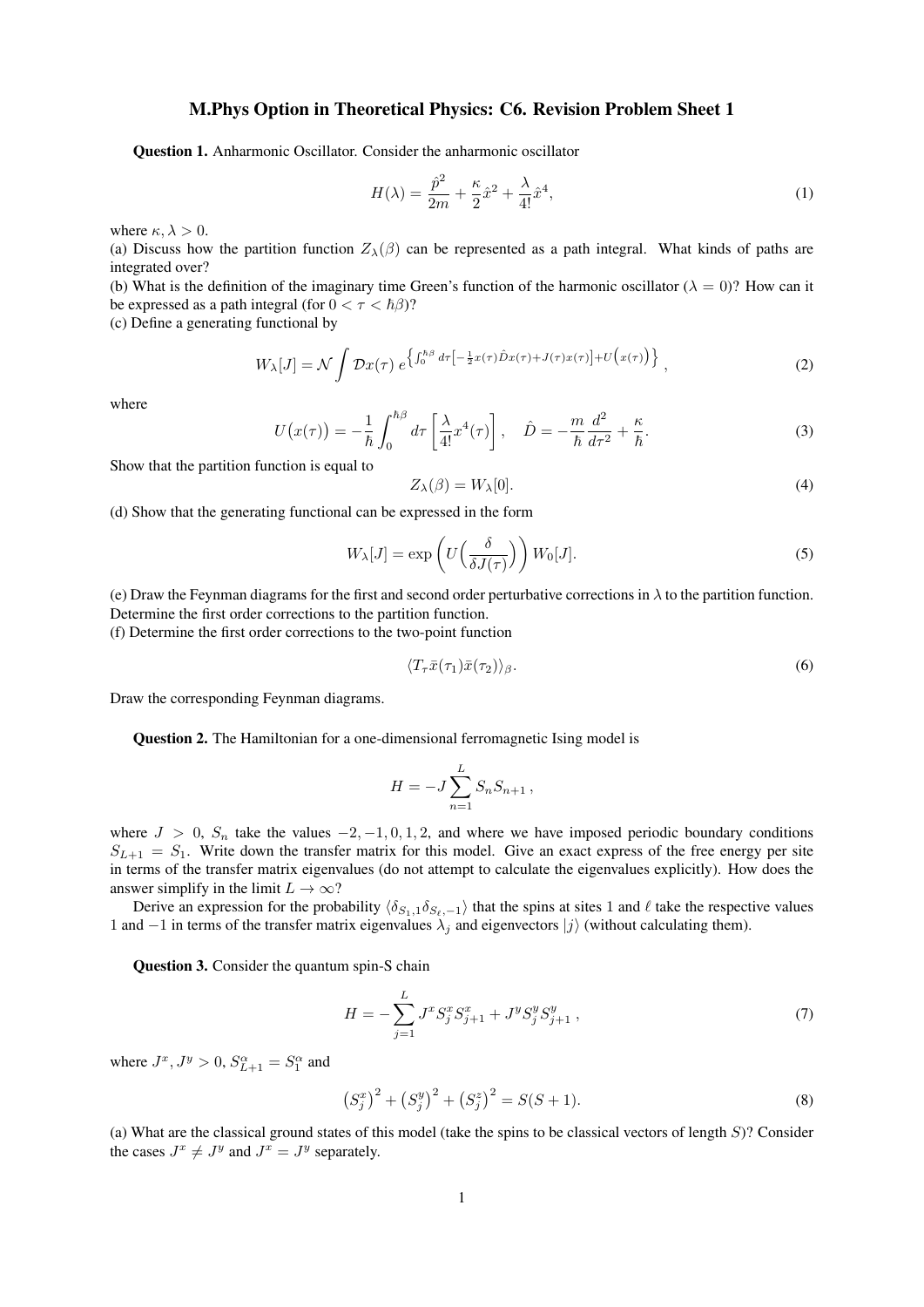# M.Phys Option in Theoretical Physics: C6. Revision Problem Sheet 1

**Question 1.** Anharmonic Oscillator. Consider the anharmonic oscillator

$$H(\lambda) = \frac{\hat{p}^2}{2m} + \frac{\kappa}{2}\hat{x}^2 + \frac{\lambda}{4!}\hat{x}^4, \tag{1}$$

where $\kappa, \lambda > 0$.

(a) Discuss how the partition function $Z_\lambda(\beta)$ can be represented as a path integral. What kinds of paths are integrated over?

(b) What is the definition of the imaginary time Green's function of the harmonic oscillator ($\lambda = 0$)? How can it be expressed as a path integral (for $0 < \tau < \hbar\beta$)?

(c) Define a generating functional by

$$W_\lambda[J] = \mathcal{N}\int \mathcal{D}x(\tau)\; e^{\left\{\int_0^{\hbar\beta} d\tau \left[-\frac{1}{2}x(\tau)\hat{D}x(\tau) + J(\tau)x(\tau)\right] + U\left(x(\tau)\right)\right\}}, \tag{2}$$

where

$$U\big(x(\tau)\big) = -\frac{1}{\hbar}\int_0^{\hbar\beta} d\tau \left[\frac{\lambda}{4!}x^4(\tau)\right], \quad \hat{D} = -\frac{m}{\hbar}\frac{d^2}{d\tau^2} + \frac{\kappa}{\hbar}. \tag{3}$$

Show that the partition function is equal to

$$Z_\lambda(\beta) = W_\lambda[0]. \tag{4}$$

(d) Show that the generating functional can be expressed in the form

$$W_\lambda[J] = \exp\left(U\Big(\frac{\delta}{\delta J(\tau)}\Big)\right) W_0[J]. \tag{5}$$

(e) Draw the Feynman diagrams for the first and second order perturbative corrections in $\lambda$ to the partition function. Determine the first order corrections to the partition function.

(f) Determine the first order corrections to the two-point function

$$\langle T_\tau \bar{x}(\tau_1)\bar{x}(\tau_2)\rangle_\beta. \tag{6}$$

Draw the corresponding Feynman diagrams.

**Question 2.** The Hamiltonian for a one-dimensional ferromagnetic Ising model is

$$H = -J\sum_{n=1}^{L} S_n S_{n+1}\,,$$

where $J > 0$, $S_n$ take the values $-2, -1, 0, 1, 2$, and where we have imposed periodic boundary conditions $S_{L+1} = S_1$. Write down the transfer matrix for this model. Give an exact express of the free energy per site in terms of the transfer matrix eigenvalues (do not attempt to calculate the eigenvalues explicitly). How does the answer simplify in the limit $L \to \infty$?

Derive an expression for the probability $\langle \delta_{S_1,1}\delta_{S_\ell,-1}\rangle$ that the spins at sites 1 and $\ell$ take the respective values 1 and $-1$ in terms of the transfer matrix eigenvalues $\lambda_j$ and eigenvectors $|j\rangle$ (without calculating them).

**Question 3.** Consider the quantum spin-S chain

$$H = -\sum_{j=1}^{L} J^x S_j^x S_{j+1}^x + J^y S_j^y S_{j+1}^y\,, \tag{7}$$

where $J^x, J^y > 0$, $S_{L+1}^\alpha = S_1^\alpha$ and

$$\left(S_j^x\right)^2 + \left(S_j^y\right)^2 + \left(S_j^z\right)^2 = S(S+1). \tag{8}$$

(a) What are the classical ground states of this model (take the spins to be classical vectors of length $S$)? Consider the cases $J^x \neq J^y$ and $J^x = J^y$ separately.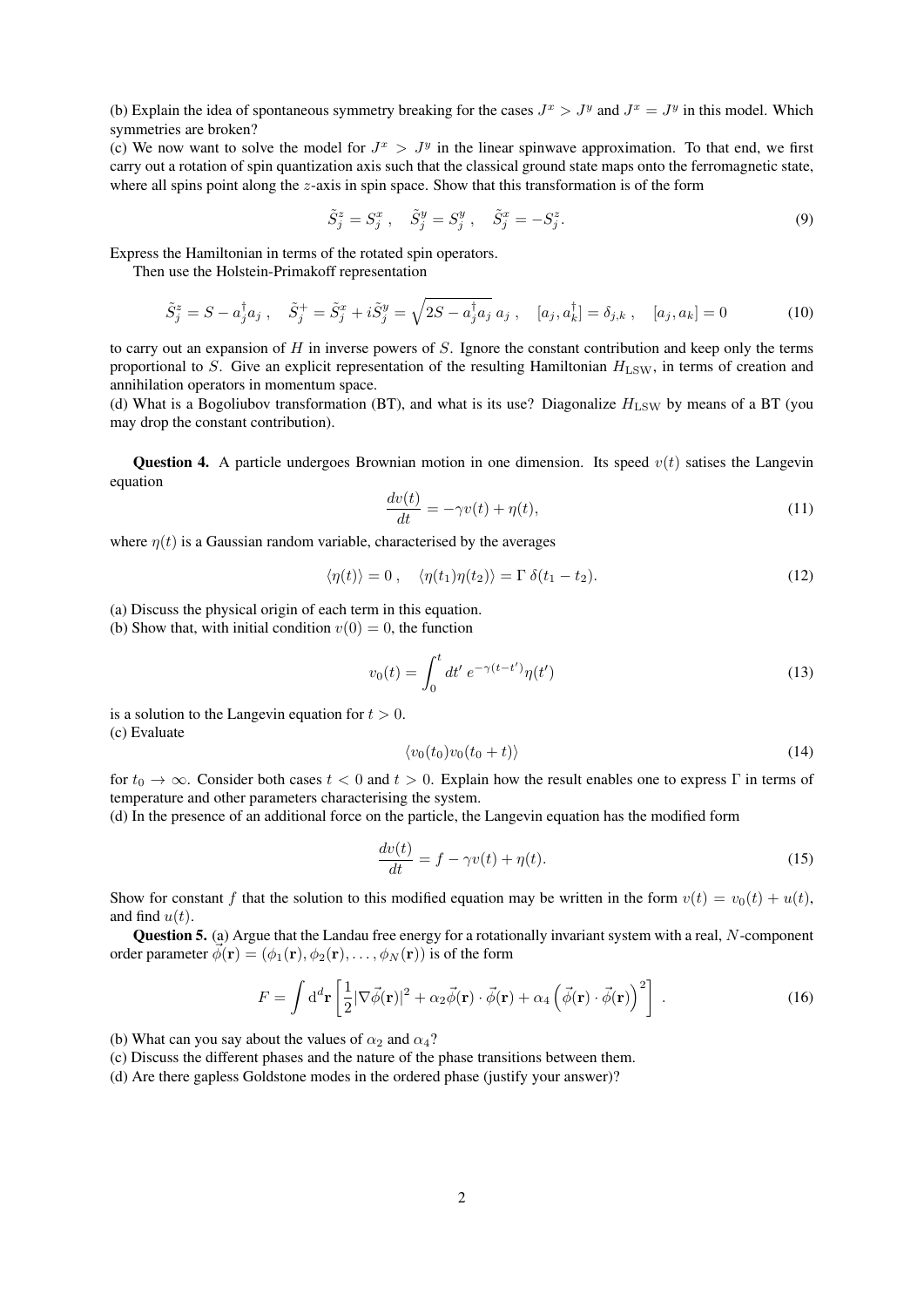(b) Explain the idea of spontaneous symmetry breaking for the cases $J^x > J^y$ and $J^x = J^y$ in this model. Which symmetries are broken?

(c) We now want to solve the model for $J^x > J^y$ in the linear spinwave approximation. To that end, we first carry out a rotation of spin quantization axis such that the classical ground state maps onto the ferromagnetic state, where all spins point along the $z$-axis in spin space. Show that this transformation is of the form

$$\tilde{S}^z_j = S^x_j \ , \quad \tilde{S}^y_j = S^y_j \ , \quad \tilde{S}^x_j = -S^z_j. \tag{9}$$

Express the Hamiltonian in terms of the rotated spin operators.

Then use the Holstein-Primakoff representation

$$\tilde{S}^z_j = S - a^\dagger_j a_j \ , \quad \tilde{S}^+_j = \tilde{S}^x_j + i\tilde{S}^y_j = \sqrt{2S - a^\dagger_j a_j}\ a_j \ , \quad [a_j, a^\dagger_k] = \delta_{j,k} \ , \quad [a_j, a_k] = 0 \tag{10}$$

to carry out an expansion of $H$ in inverse powers of $S$. Ignore the constant contribution and keep only the terms proportional to $S$. Give an explicit representation of the resulting Hamiltonian $H_{\rm LSW}$, in terms of creation and annihilation operators in momentum space.

(d) What is a Bogoliubov transformation (BT), and what is its use? Diagonalize $H_{\rm LSW}$ by means of a BT (you may drop the constant contribution).

**Question 4.** A particle undergoes Brownian motion in one dimension. Its speed $v(t)$ satises the Langevin equation

$$\frac{dv(t)}{dt} = -\gamma v(t) + \eta(t), \tag{11}$$

where $\eta(t)$ is a Gaussian random variable, characterised by the averages

$$\langle \eta(t) \rangle = 0 \ , \quad \langle \eta(t_1)\eta(t_2) \rangle = \Gamma\ \delta(t_1 - t_2). \tag{12}$$

(a) Discuss the physical origin of each term in this equation.

(b) Show that, with initial condition $v(0) = 0$, the function

$$v_0(t) = \int_0^t dt'\ e^{-\gamma(t-t')}\eta(t') \tag{13}$$

is a solution to the Langevin equation for $t > 0$.

(c) Evaluate

$$\langle v_0(t_0) v_0(t_0 + t) \rangle \tag{14}$$

for $t_0 \to \infty$. Consider both cases $t < 0$ and $t > 0$. Explain how the result enables one to express $\Gamma$ in terms of temperature and other parameters characterising the system.

(d) In the presence of an additional force on the particle, the Langevin equation has the modified form

$$\frac{dv(t)}{dt} = f - \gamma v(t) + \eta(t). \tag{15}$$

Show for constant $f$ that the solution to this modified equation may be written in the form $v(t) = v_0(t) + u(t)$, and find $u(t)$.

**Question 5.** (a) Argue that the Landau free energy for a rotationally invariant system with a real, $N$-component order parameter $\vec{\phi}(\mathbf{r}) = (\phi_1(\mathbf{r}), \phi_2(\mathbf{r}), \ldots, \phi_N(\mathbf{r}))$ is of the form

$$F = \int {\rm d}^d\mathbf{r} \left[ \frac{1}{2} |\nabla \vec{\phi}(\mathbf{r})|^2 + \alpha_2 \vec{\phi}(\mathbf{r}) \cdot \vec{\phi}(\mathbf{r}) + \alpha_4 \left( \vec{\phi}(\mathbf{r}) \cdot \vec{\phi}(\mathbf{r}) \right)^2 \right] \ . \tag{16}$$

(b) What can you say about the values of $\alpha_2$ and $\alpha_4$?

(c) Discuss the different phases and the nature of the phase transitions between them.

(d) Are there gapless Goldstone modes in the ordered phase (justify your answer)?